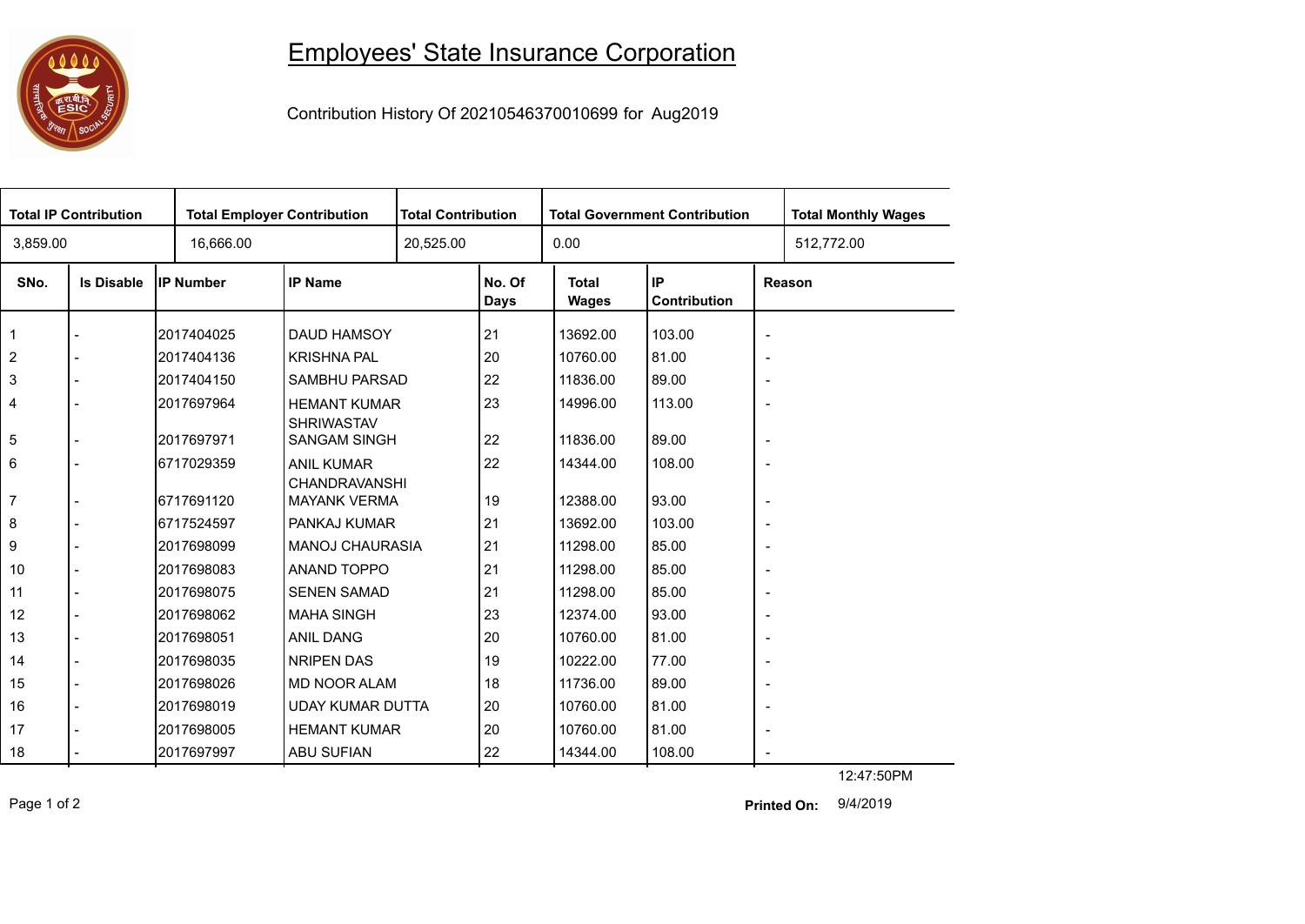# Employees' State Insurance Corporation

Contribution History Of 20210546370010699 for Aug2019

| Total IP Contribution | Total Employer Contribution | Total Contribution | Total Government Contribution | Total Monthly Wages |
|---|---|---|---|---|
| 3,859.00 | 16,666.00 | 20,525.00 | 0.00 | 512,772.00 |

| SNo. | Is Disable | IP Number | IP Name | No. Of Days | Total Wages | IP Contribution | Reason |
|---|---|---|---|---|---|---|---|
| 1 | - | 2017404025 | DAUD HAMSOY | 21 | 13692.00 | 103.00 | - |
| 2 | - | 2017404136 | KRISHNA PAL | 20 | 10760.00 | 81.00 | - |
| 3 | - | 2017404150 | SAMBHU PARSAD | 22 | 11836.00 | 89.00 | - |
| 4 | - | 2017697964 | HEMANT KUMAR SHRIWASTAV | 23 | 14996.00 | 113.00 | - |
| 5 | - | 2017697971 | SANGAM SINGH | 22 | 11836.00 | 89.00 | - |
| 6 | - | 6717029359 | ANIL KUMAR CHANDRAVANSHI | 22 | 14344.00 | 108.00 | - |
| 7 | - | 6717691120 | MAYANK VERMA | 19 | 12388.00 | 93.00 | - |
| 8 | - | 6717524597 | PANKAJ KUMAR | 21 | 13692.00 | 103.00 | - |
| 9 | - | 2017698099 | MANOJ CHAURASIA | 21 | 11298.00 | 85.00 | - |
| 10 | - | 2017698083 | ANAND TOPPO | 21 | 11298.00 | 85.00 | - |
| 11 | - | 2017698075 | SENEN SAMAD | 21 | 11298.00 | 85.00 | - |
| 12 | - | 2017698062 | MAHA SINGH | 23 | 12374.00 | 93.00 | - |
| 13 | - | 2017698051 | ANIL DANG | 20 | 10760.00 | 81.00 | - |
| 14 | - | 2017698035 | NRIPEN DAS | 19 | 10222.00 | 77.00 | - |
| 15 | - | 2017698026 | MD NOOR ALAM | 18 | 11736.00 | 89.00 | - |
| 16 | - | 2017698019 | UDAY KUMAR DUTTA | 20 | 10760.00 | 81.00 | - |
| 17 | - | 2017698005 | HEMANT KUMAR | 20 | 10760.00 | 81.00 | - |
| 18 | - | 2017697997 | ABU SUFIAN | 22 | 14344.00 | 108.00 | - |

12:47:50PM

**Printed On:** 9/4/2019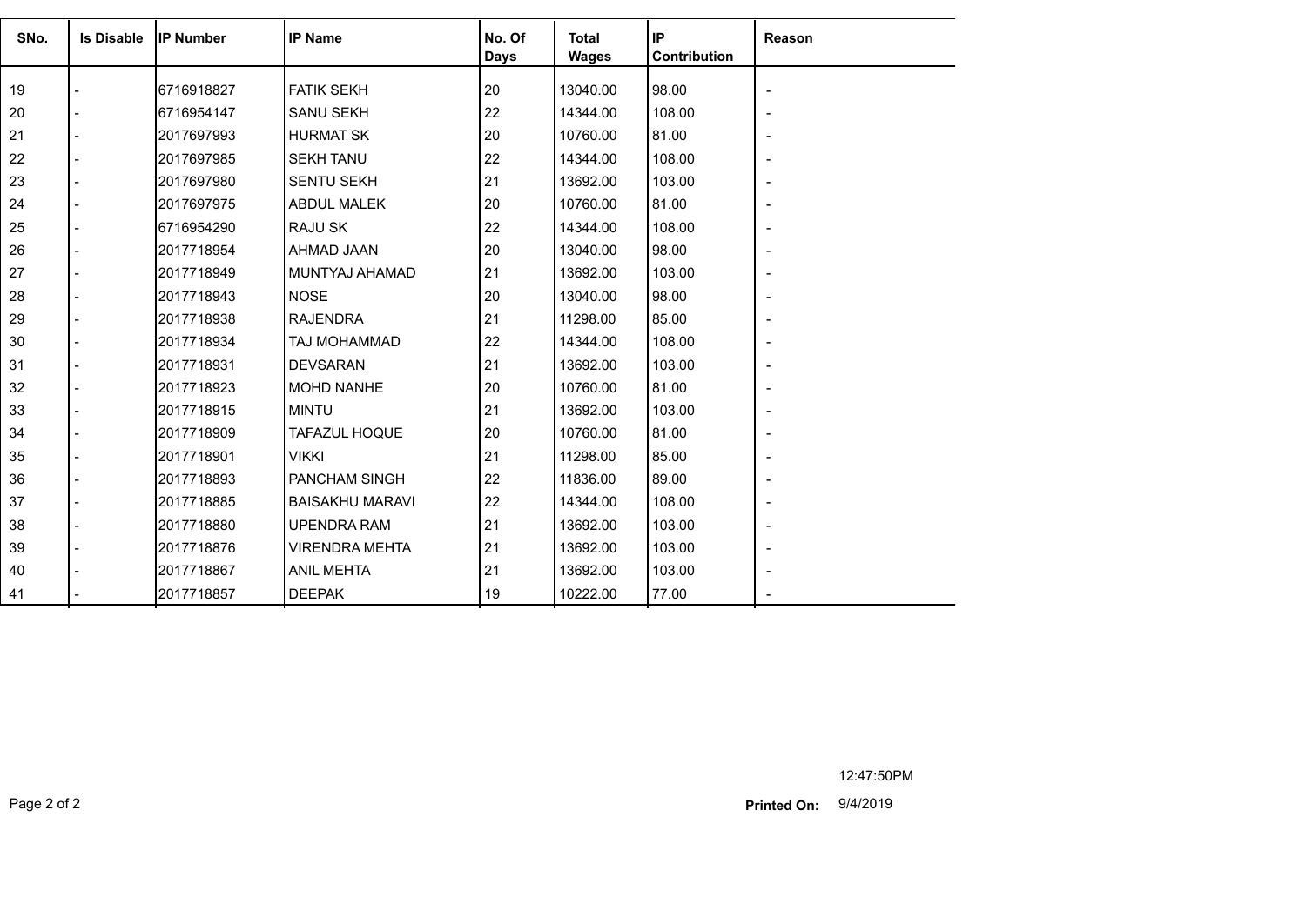| SNo. | Is Disable | IP Number | IP Name | No. Of Days | Total Wages | IP Contribution | Reason |
|---|---|---|---|---|---|---|---|
| 19 | - | 6716918827 | FATIK SEKH | 20 | 13040.00 | 98.00 | - |
| 20 | - | 6716954147 | SANU SEKH | 22 | 14344.00 | 108.00 | - |
| 21 | - | 2017697993 | HURMAT SK | 20 | 10760.00 | 81.00 | - |
| 22 | - | 2017697985 | SEKH TANU | 22 | 14344.00 | 108.00 | - |
| 23 | - | 2017697980 | SENTU SEKH | 21 | 13692.00 | 103.00 | - |
| 24 | - | 2017697975 | ABDUL MALEK | 20 | 10760.00 | 81.00 | - |
| 25 | - | 6716954290 | RAJU SK | 22 | 14344.00 | 108.00 | - |
| 26 | - | 2017718954 | AHMAD JAAN | 20 | 13040.00 | 98.00 | - |
| 27 | - | 2017718949 | MUNTYAJ AHAMAD | 21 | 13692.00 | 103.00 | - |
| 28 | - | 2017718943 | NOSE | 20 | 13040.00 | 98.00 | - |
| 29 | - | 2017718938 | RAJENDRA | 21 | 11298.00 | 85.00 | - |
| 30 | - | 2017718934 | TAJ MOHAMMAD | 22 | 14344.00 | 108.00 | - |
| 31 | - | 2017718931 | DEVSARAN | 21 | 13692.00 | 103.00 | - |
| 32 | - | 2017718923 | MOHD NANHE | 20 | 10760.00 | 81.00 | - |
| 33 | - | 2017718915 | MINTU | 21 | 13692.00 | 103.00 | - |
| 34 | - | 2017718909 | TAFAZUL HOQUE | 20 | 10760.00 | 81.00 | - |
| 35 | - | 2017718901 | VIKKI | 21 | 11298.00 | 85.00 | - |
| 36 | - | 2017718893 | PANCHAM SINGH | 22 | 11836.00 | 89.00 | - |
| 37 | - | 2017718885 | BAISAKHU MARAVI | 22 | 14344.00 | 108.00 | - |
| 38 | - | 2017718880 | UPENDRA RAM | 21 | 13692.00 | 103.00 | - |
| 39 | - | 2017718876 | VIRENDRA MEHTA | 21 | 13692.00 | 103.00 | - |
| 40 | - | 2017718867 | ANIL MEHTA | 21 | 13692.00 | 103.00 | - |
| 41 | - | 2017718857 | DEEPAK | 19 | 10222.00 | 77.00 | - |

12:47:50PM

**Printed On:** 9/4/2019